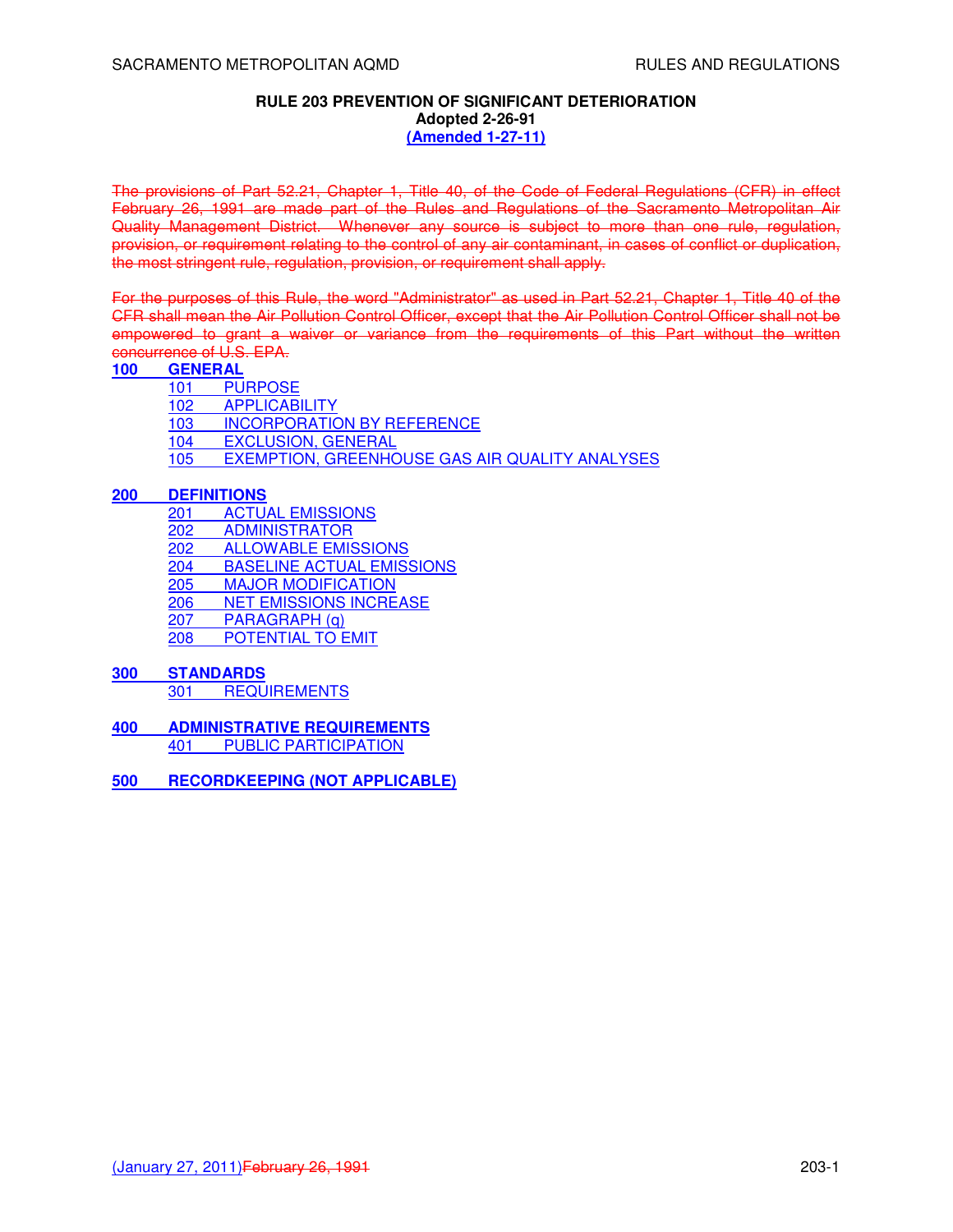# RULE 203 PREVENTION OF SIGNIFICANT DETERIORATION

**Adopted 2-26-91**

**(Amended 1-27-11)**

~~The provisions of Part 52.21, Chapter 1, Title 40, of the Code of Federal Regulations (CFR) in effect February 26, 1991 are made part of the Rules and Regulations of the Sacramento Metropolitan Air Quality Management District. Whenever any source is subject to more than one rule, regulation, provision, or requirement relating to the control of any air contaminant, in cases of conflict or duplication, the most stringent rule, regulation, provision, or requirement shall apply.~~

~~For the purposes of this Rule, the word "Administrator" as used in Part 52.21, Chapter 1, Title 40 of the CFR shall mean the Air Pollution Control Officer, except that the Air Pollution Control Officer shall not be empowered to grant a waiver or variance from the requirements of this Part without the written concurrence of U.S. EPA.~~

**100 GENERAL**

- 101 PURPOSE
- 102 APPLICABILITY
- 103 INCORPORATION BY REFERENCE
- 104 EXCLUSION, GENERAL
- 105 EXEMPTION, GREENHOUSE GAS AIR QUALITY ANALYSES

**200 DEFINITIONS**

- 201 ACTUAL EMISSIONS
- 202 ADMINISTRATOR
- 202 ALLOWABLE EMISSIONS
- 204 BASELINE ACTUAL EMISSIONS
- 205 MAJOR MODIFICATION
- 206 NET EMISSIONS INCREASE
- 207 PARAGRAPH (q)
- 208 POTENTIAL TO EMIT

**300 STANDARDS**

- 301 REQUIREMENTS

**400 ADMINISTRATIVE REQUIREMENTS**

- 401 PUBLIC PARTICIPATION

**500 RECORDKEEPING (NOT APPLICABLE)**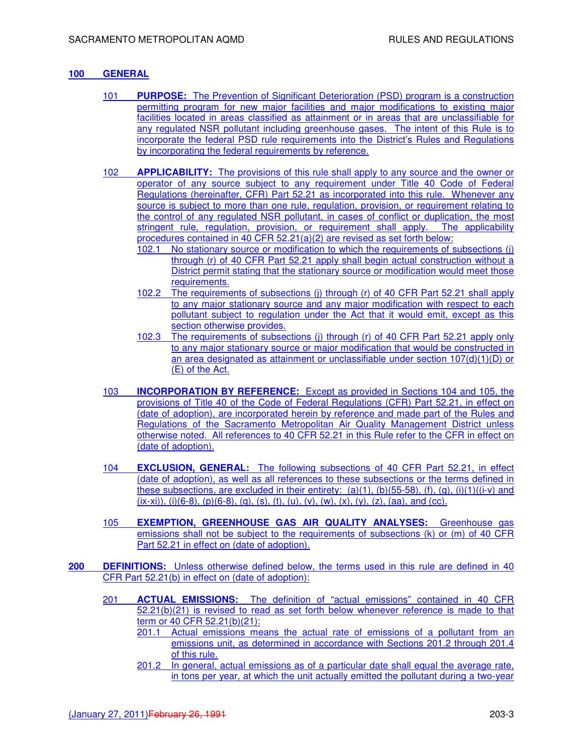## 100 GENERAL

101 **PURPOSE:** The Prevention of Significant Deterioration (PSD) program is a construction permitting program for new major facilities and major modifications to existing major facilities located in areas classified as attainment or in areas that are unclassifiable for any regulated NSR pollutant including greenhouse gases. The intent of this Rule is to incorporate the federal PSD rule requirements into the District's Rules and Regulations by incorporating the federal requirements by reference.

102 **APPLICABILITY:** The provisions of this rule shall apply to any source and the owner or operator of any source subject to any requirement under Title 40 Code of Federal Regulations (hereinafter, CFR) Part 52.21 as incorporated into this rule. Whenever any source is subject to more than one rule, regulation, provision, or requirement relating to the control of any regulated NSR pollutant, in cases of conflict or duplication, the most stringent rule, regulation, provision, or requirement shall apply. The applicability procedures contained in 40 CFR 52.21(a)(2) are revised as set forth below:

- 102.1 No stationary source or modification to which the requirements of subsections (j) through (r) of 40 CFR Part 52.21 apply shall begin actual construction without a District permit stating that the stationary source or modification would meet those requirements.
- 102.2 The requirements of subsections (j) through (r) of 40 CFR Part 52.21 shall apply to any major stationary source and any major modification with respect to each pollutant subject to regulation under the Act that it would emit, except as this section otherwise provides.
- 102.3 The requirements of subsections (j) through (r) of 40 CFR Part 52.21 apply only to any major stationary source or major modification that would be constructed in an area designated as attainment or unclassifiable under section 107(d)(1)(D) or (E) of the Act.

103 **INCORPORATION BY REFERENCE:** Except as provided in Sections 104 and 105, the provisions of Title 40 of the Code of Federal Regulations (CFR) Part 52.21, in effect on (date of adoption), are incorporated herein by reference and made part of the Rules and Regulations of the Sacramento Metropolitan Air Quality Management District unless otherwise noted. All references to 40 CFR 52.21 in this Rule refer to the CFR in effect on (date of adoption).

104 **EXCLUSION, GENERAL:** The following subsections of 40 CFR Part 52.21, in effect (date of adoption), as well as all references to these subsections or the terms defined in these subsections, are excluded in their entirety: (a)(1), (b)(55-58), (f), (g), (i)(1)((i-v) and (ix-xi)), (i)(6-8), (p)(6-8), (q), (s), (t), (u), (v), (w), (x), (y), (z), (aa), and (cc).

105 **EXEMPTION, GREENHOUSE GAS AIR QUALITY ANALYSES:** Greenhouse gas emissions shall not be subject to the requirements of subsections (k) or (m) of 40 CFR Part 52.21 in effect on (date of adoption).

## 200 DEFINITIONS: Unless otherwise defined below, the terms used in this rule are defined in 40 CFR Part 52.21(b) in effect on (date of adoption):

201 **ACTUAL EMISSIONS:** The definition of "actual emissions" contained in 40 CFR 52.21(b)(21) is revised to read as set forth below whenever reference is made to that term or 40 CFR 52.21(b)(21):

- 201.1 Actual emissions means the actual rate of emissions of a pollutant from an emissions unit, as determined in accordance with Sections 201.2 through 201.4 of this rule.
- 201.2 In general, actual emissions as of a particular date shall equal the average rate, in tons per year, at which the unit actually emitted the pollutant during a two-year

(January 27, 2011)~~February 26, 1991~~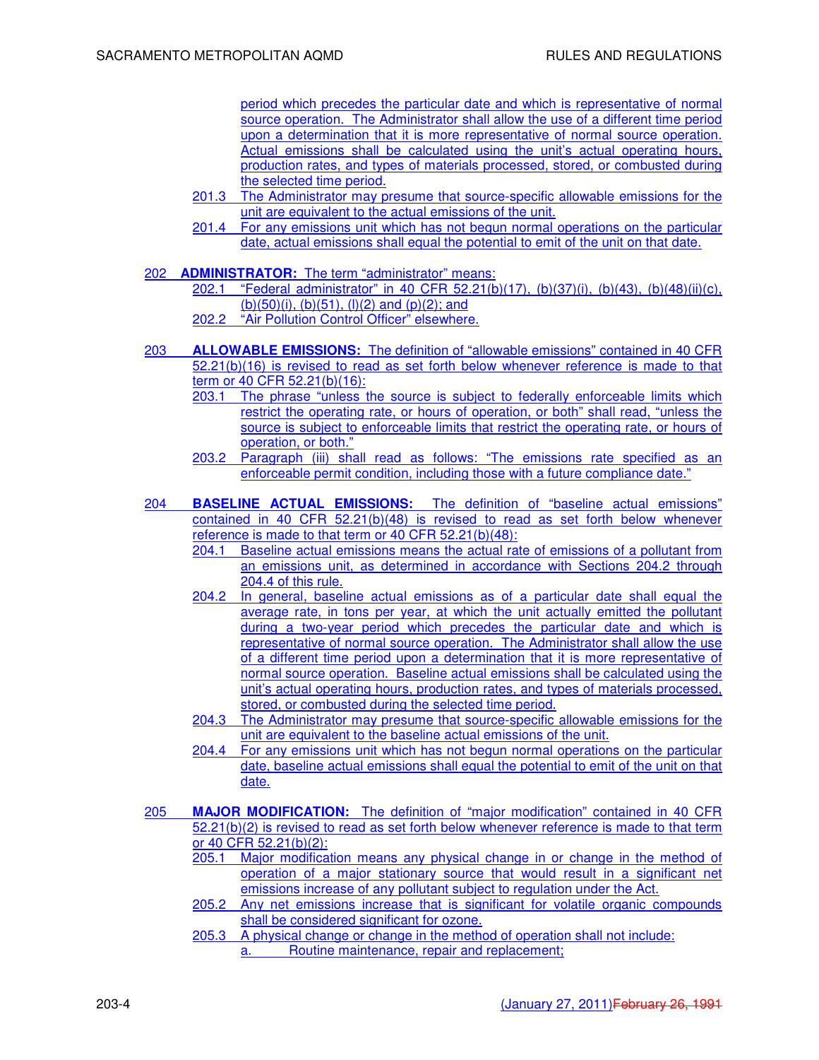period which precedes the particular date and which is representative of normal source operation. The Administrator shall allow the use of a different time period upon a determination that it is more representative of normal source operation. Actual emissions shall be calculated using the unit's actual operating hours, production rates, and types of materials processed, stored, or combusted during the selected time period.

201.3 The Administrator may presume that source-specific allowable emissions for the unit are equivalent to the actual emissions of the unit.

201.4 For any emissions unit which has not begun normal operations on the particular date, actual emissions shall equal the potential to emit of the unit on that date.

202 **ADMINISTRATOR:** The term "administrator" means:

202.1 "Federal administrator" in 40 CFR 52.21(b)(17), (b)(37)(i), (b)(43), (b)(48)(ii)(c), (b)(50)(i), (b)(51), (l)(2) and (p)(2); and

202.2 "Air Pollution Control Officer" elsewhere.

203 **ALLOWABLE EMISSIONS:** The definition of "allowable emissions" contained in 40 CFR 52.21(b)(16) is revised to read as set forth below whenever reference is made to that term or 40 CFR 52.21(b)(16):

203.1 The phrase "unless the source is subject to federally enforceable limits which restrict the operating rate, or hours of operation, or both" shall read, "unless the source is subject to enforceable limits that restrict the operating rate, or hours of operation, or both."

203.2 Paragraph (iii) shall read as follows: "The emissions rate specified as an enforceable permit condition, including those with a future compliance date."

204 **BASELINE ACTUAL EMISSIONS:** The definition of "baseline actual emissions" contained in 40 CFR 52.21(b)(48) is revised to read as set forth below whenever reference is made to that term or 40 CFR 52.21(b)(48):

204.1 Baseline actual emissions means the actual rate of emissions of a pollutant from an emissions unit, as determined in accordance with Sections 204.2 through 204.4 of this rule.

204.2 In general, baseline actual emissions as of a particular date shall equal the average rate, in tons per year, at which the unit actually emitted the pollutant during a two-year period which precedes the particular date and which is representative of normal source operation. The Administrator shall allow the use of a different time period upon a determination that it is more representative of normal source operation. Baseline actual emissions shall be calculated using the unit's actual operating hours, production rates, and types of materials processed, stored, or combusted during the selected time period.

204.3 The Administrator may presume that source-specific allowable emissions for the unit are equivalent to the baseline actual emissions of the unit.

204.4 For any emissions unit which has not begun normal operations on the particular date, baseline actual emissions shall equal the potential to emit of the unit on that date.

205 **MAJOR MODIFICATION:** The definition of "major modification" contained in 40 CFR 52.21(b)(2) is revised to read as set forth below whenever reference is made to that term or 40 CFR 52.21(b)(2):

205.1 Major modification means any physical change in or change in the method of operation of a major stationary source that would result in a significant net emissions increase of any pollutant subject to regulation under the Act.

205.2 Any net emissions increase that is significant for volatile organic compounds shall be considered significant for ozone.

205.3 A physical change or change in the method of operation shall not include:

a. Routine maintenance, repair and replacement;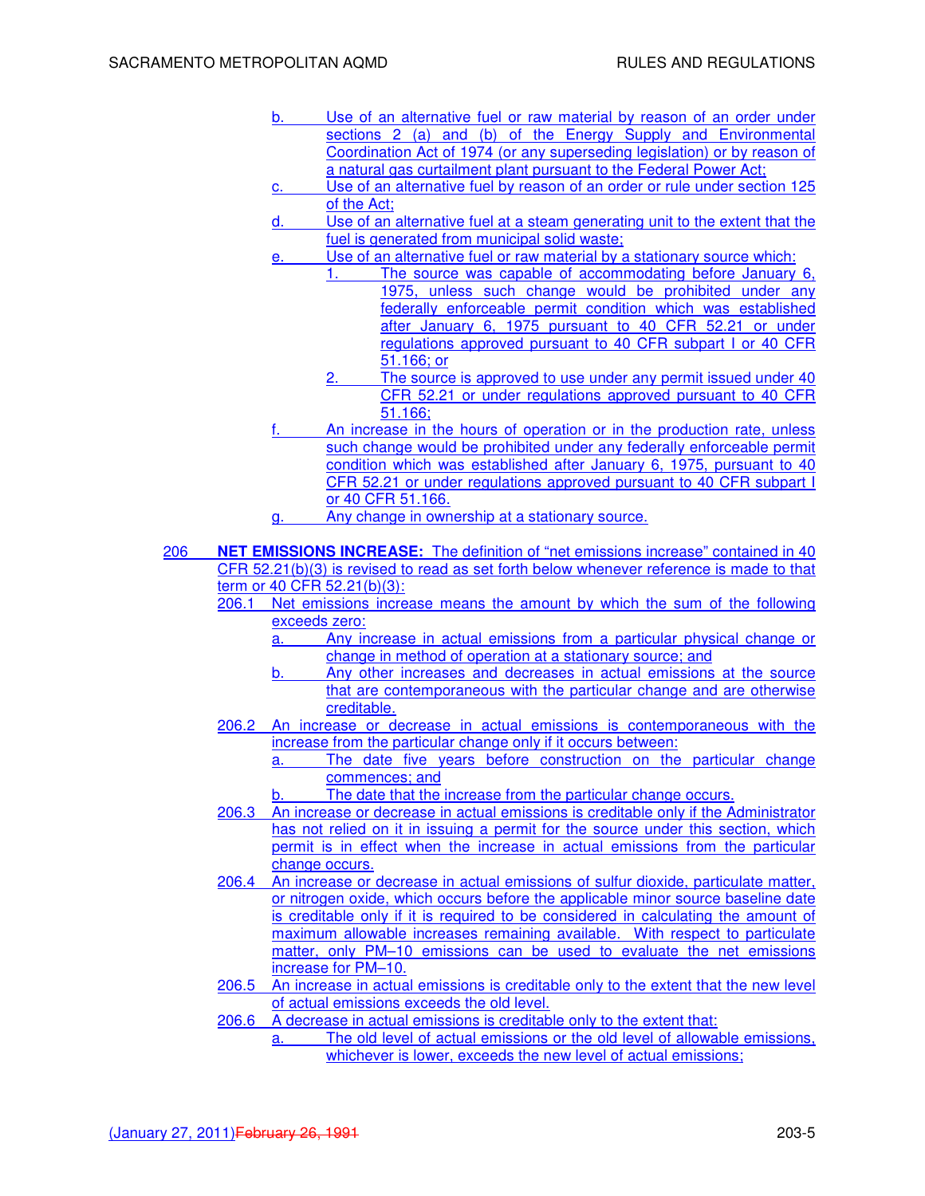b. Use of an alternative fuel or raw material by reason of an order under sections 2 (a) and (b) of the Energy Supply and Environmental Coordination Act of 1974 (or any superseding legislation) or by reason of a natural gas curtailment plant pursuant to the Federal Power Act;

c. Use of an alternative fuel by reason of an order or rule under section 125 of the Act;

d. Use of an alternative fuel at a steam generating unit to the extent that the fuel is generated from municipal solid waste;

e. Use of an alternative fuel or raw material by a stationary source which:

1. The source was capable of accommodating before January 6, 1975, unless such change would be prohibited under any federally enforceable permit condition which was established after January 6, 1975 pursuant to 40 CFR 52.21 or under regulations approved pursuant to 40 CFR subpart I or 40 CFR 51.166; or

2. The source is approved to use under any permit issued under 40 CFR 52.21 or under regulations approved pursuant to 40 CFR 51.166;

f. An increase in the hours of operation or in the production rate, unless such change would be prohibited under any federally enforceable permit condition which was established after January 6, 1975, pursuant to 40 CFR 52.21 or under regulations approved pursuant to 40 CFR subpart I or 40 CFR 51.166.

g. Any change in ownership at a stationary source.

206 **NET EMISSIONS INCREASE:** The definition of "net emissions increase" contained in 40 CFR 52.21(b)(3) is revised to read as set forth below whenever reference is made to that term or 40 CFR 52.21(b)(3):

206.1 Net emissions increase means the amount by which the sum of the following exceeds zero:

a. Any increase in actual emissions from a particular physical change or change in method of operation at a stationary source; and

b. Any other increases and decreases in actual emissions at the source that are contemporaneous with the particular change and are otherwise creditable.

206.2 An increase or decrease in actual emissions is contemporaneous with the increase from the particular change only if it occurs between:

a. The date five years before construction on the particular change commences; and

b. The date that the increase from the particular change occurs.

206.3 An increase or decrease in actual emissions is creditable only if the Administrator has not relied on it in issuing a permit for the source under this section, which permit is in effect when the increase in actual emissions from the particular change occurs.

206.4 An increase or decrease in actual emissions of sulfur dioxide, particulate matter, or nitrogen oxide, which occurs before the applicable minor source baseline date is creditable only if it is required to be considered in calculating the amount of maximum allowable increases remaining available. With respect to particulate matter, only PM–10 emissions can be used to evaluate the net emissions increase for PM–10.

206.5 An increase in actual emissions is creditable only to the extent that the new level of actual emissions exceeds the old level.

206.6 A decrease in actual emissions is creditable only to the extent that:

a. The old level of actual emissions or the old level of allowable emissions, whichever is lower, exceeds the new level of actual emissions;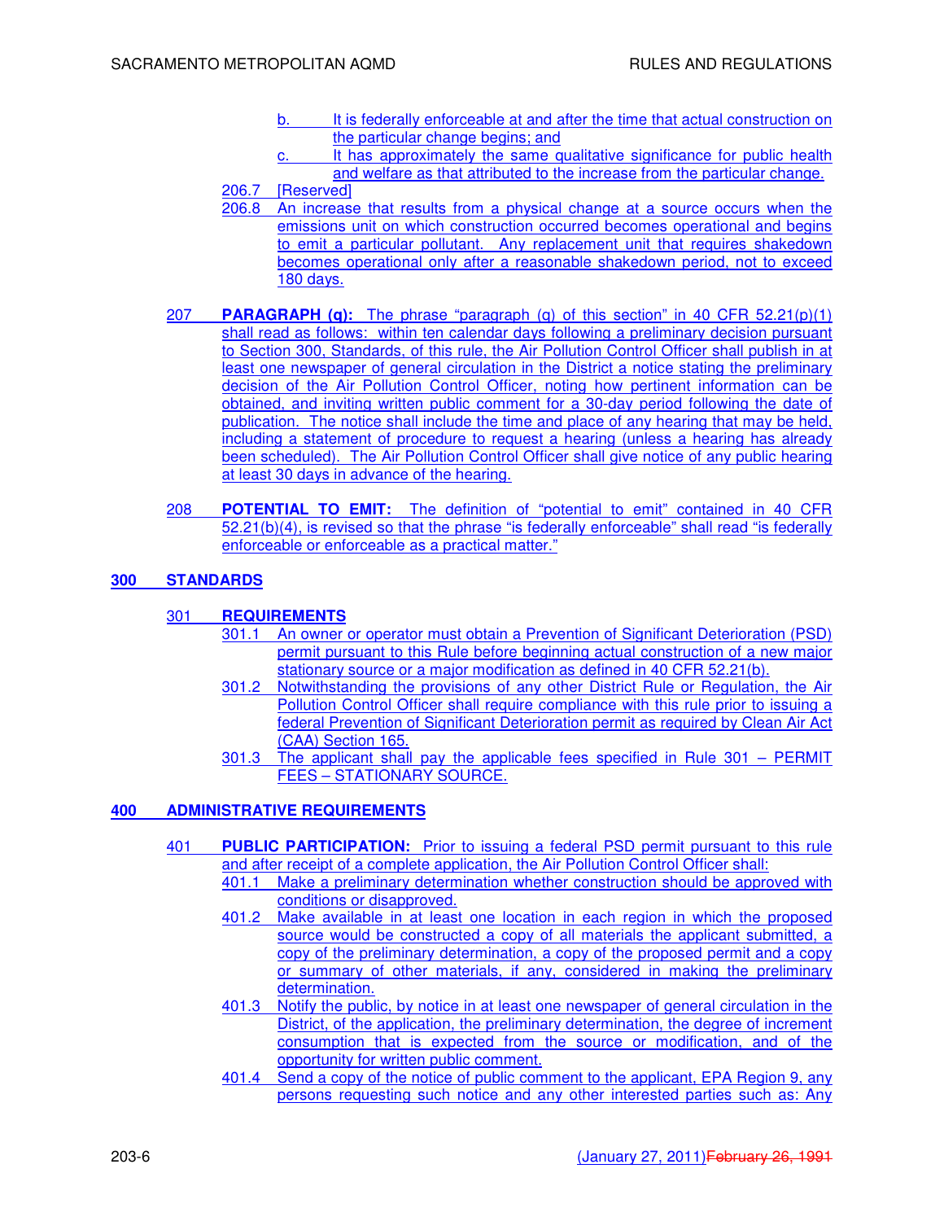b. It is federally enforceable at and after the time that actual construction on the particular change begins; and

c. It has approximately the same qualitative significance for public health and welfare as that attributed to the increase from the particular change.

206.7 [Reserved]

206.8 An increase that results from a physical change at a source occurs when the emissions unit on which construction occurred becomes operational and begins to emit a particular pollutant. Any replacement unit that requires shakedown becomes operational only after a reasonable shakedown period, not to exceed 180 days.

207 **PARAGRAPH (q):** The phrase "paragraph (q) of this section" in 40 CFR 52.21(p)(1) shall read as follows: within ten calendar days following a preliminary decision pursuant to Section 300, Standards, of this rule, the Air Pollution Control Officer shall publish in at least one newspaper of general circulation in the District a notice stating the preliminary decision of the Air Pollution Control Officer, noting how pertinent information can be obtained, and inviting written public comment for a 30-day period following the date of publication. The notice shall include the time and place of any hearing that may be held, including a statement of procedure to request a hearing (unless a hearing has already been scheduled). The Air Pollution Control Officer shall give notice of any public hearing at least 30 days in advance of the hearing.

208 **POTENTIAL TO EMIT:** The definition of "potential to emit" contained in 40 CFR 52.21(b)(4), is revised so that the phrase "is federally enforceable" shall read "is federally enforceable or enforceable as a practical matter."

## 300 STANDARDS

### 301 REQUIREMENTS

301.1 An owner or operator must obtain a Prevention of Significant Deterioration (PSD) permit pursuant to this Rule before beginning actual construction of a new major stationary source or a major modification as defined in 40 CFR 52.21(b).

301.2 Notwithstanding the provisions of any other District Rule or Regulation, the Air Pollution Control Officer shall require compliance with this rule prior to issuing a federal Prevention of Significant Deterioration permit as required by Clean Air Act (CAA) Section 165.

301.3 The applicant shall pay the applicable fees specified in Rule 301 – PERMIT FEES – STATIONARY SOURCE.

## 400 ADMINISTRATIVE REQUIREMENTS

401 **PUBLIC PARTICIPATION:** Prior to issuing a federal PSD permit pursuant to this rule and after receipt of a complete application, the Air Pollution Control Officer shall:

401.1 Make a preliminary determination whether construction should be approved with conditions or disapproved.

401.2 Make available in at least one location in each region in which the proposed source would be constructed a copy of all materials the applicant submitted, a copy of the preliminary determination, a copy of the proposed permit and a copy or summary of other materials, if any, considered in making the preliminary determination.

401.3 Notify the public, by notice in at least one newspaper of general circulation in the District, of the application, the preliminary determination, the degree of increment consumption that is expected from the source or modification, and of the opportunity for written public comment.

401.4 Send a copy of the notice of public comment to the applicant, EPA Region 9, any persons requesting such notice and any other interested parties such as: Any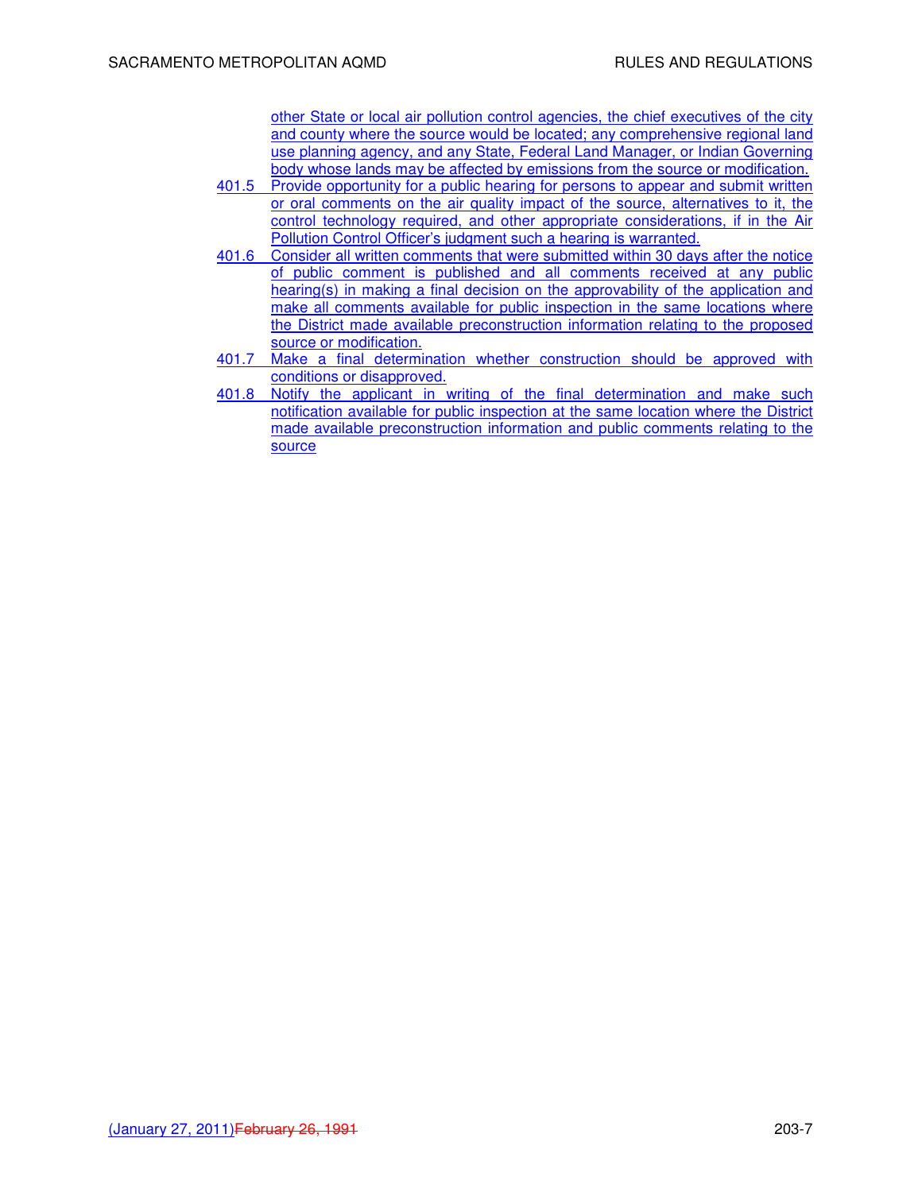other State or local air pollution control agencies, the chief executives of the city and county where the source would be located; any comprehensive regional land use planning agency, and any State, Federal Land Manager, or Indian Governing body whose lands may be affected by emissions from the source or modification.

401.5 Provide opportunity for a public hearing for persons to appear and submit written or oral comments on the air quality impact of the source, alternatives to it, the control technology required, and other appropriate considerations, if in the Air Pollution Control Officer's judgment such a hearing is warranted.

401.6 Consider all written comments that were submitted within 30 days after the notice of public comment is published and all comments received at any public hearing(s) in making a final decision on the approvability of the application and make all comments available for public inspection in the same locations where the District made available preconstruction information relating to the proposed source or modification.

401.7 Make a final determination whether construction should be approved with conditions or disapproved.

401.8 Notify the applicant in writing of the final determination and make such notification available for public inspection at the same location where the District made available preconstruction information and public comments relating to the source